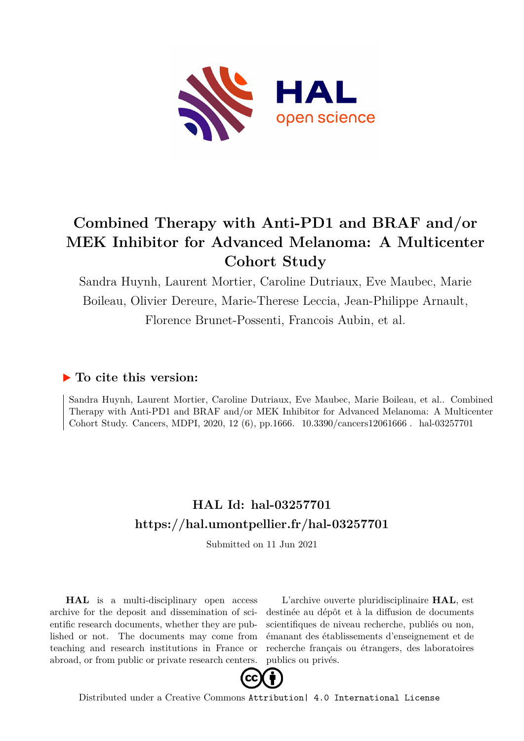# Combined Therapy with Anti-PD1 and BRAF and/or MEK Inhibitor for Advanced Melanoma: A Multicenter Cohort Study

Sandra Huynh, Laurent Mortier, Caroline Dutriaux, Eve Maubec, Marie Boileau, Olivier Dereure, Marie-Therese Leccia, Jean-Philippe Arnault, Florence Brunet-Possenti, Francois Aubin, et al.

## ▶ To cite this version:

Sandra Huynh, Laurent Mortier, Caroline Dutriaux, Eve Maubec, Marie Boileau, et al.. Combined Therapy with Anti-PD1 and BRAF and/or MEK Inhibitor for Advanced Melanoma: A Multicenter Cohort Study. Cancers, MDPI, 2020, 12 (6), pp.1666. 10.3390/cancers12061666 . hal-03257701

## HAL Id: hal-03257701
## https://hal.umontpellier.fr/hal-03257701

Submitted on 11 Jun 2021

**HAL** is a multi-disciplinary open access archive for the deposit and dissemination of scientific research documents, whether they are published or not. The documents may come from teaching and research institutions in France or abroad, or from public or private research centers.

L'archive ouverte pluridisciplinaire **HAL**, est destinée au dépôt et à la diffusion de documents scientifiques de niveau recherche, publiés ou non, émanant des établissements d'enseignement et de recherche français ou étrangers, des laboratoires publics ou privés.

Distributed under a Creative Commons Attribution| 4.0 International License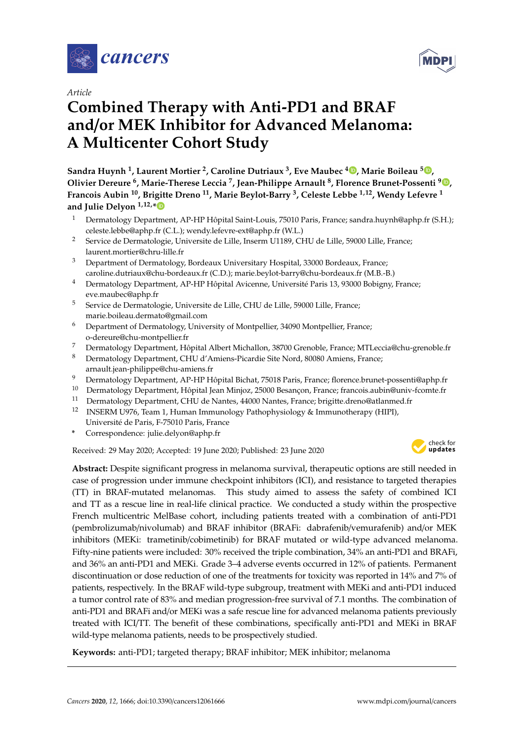# Combined Therapy with Anti-PD1 and BRAF and/or MEK Inhibitor for Advanced Melanoma: A Multicenter Cohort Study

Article

**Sandra Huynh [1], Laurent Mortier [2], Caroline Dutriaux [3], Eve Maubec [4], Marie Boileau [5], Olivier Dereure [6], Marie-Therese Leccia [7], Jean-Philippe Arnault [8], Florence Brunet-Possenti [9], Francois Aubin [10], Brigitte Dreno [11], Marie Beylot-Barry [3], Celeste Lebbe [1,12], Wendy Lefevre [1] and Julie Delyon [1,12,*]**

1. Dermatology Department, AP-HP Hôpital Saint-Louis, 75010 Paris, France; sandra.huynh@aphp.fr (S.H.); celeste.lebbe@aphp.fr (C.L.); wendy.lefevre-ext@aphp.fr (W.L.)
2. Service de Dermatologie, Universite de Lille, Inserm U1189, CHU de Lille, 59000 Lille, France; laurent.mortier@chru-lille.fr
3. Department of Dermatology, Bordeaux Universitary Hospital, 33000 Bordeaux, France; caroline.dutriaux@chu-bordeaux.fr (C.D.); marie.beylot-barry@chu-bordeaux.fr (M.B.-B.)
4. Dermatology Department, AP-HP Hôpital Avicenne, Université Paris 13, 93000 Bobigny, France; eve.maubec@aphp.fr
5. Service de Dermatologie, Universite de Lille, CHU de Lille, 59000 Lille, France; marie.boileau.dermato@gmail.com
6. Department of Dermatology, University of Montpellier, 34090 Montpellier, France; o-dereure@chu-montpellier.fr
7. Dermatology Department, Hôpital Albert Michallon, 38700 Grenoble, France; MTLeccia@chu-grenoble.fr
8. Dermatology Department, CHU d'Amiens-Picardie Site Nord, 80080 Amiens, France; arnault.jean-philippe@chu-amiens.fr
9. Dermatology Department, AP-HP Hôpital Bichat, 75018 Paris, France; florence.brunet-possenti@aphp.fr
10. Dermatology Department, Hôpital Jean Minjoz, 25000 Besançon, France; francois.aubin@univ-fcomte.fr
11. Dermatology Department, CHU de Nantes, 44000 Nantes, France; brigitte.dreno@atlanmed.fr
12. INSERM U976, Team 1, Human Immunology Pathophysiology & Immunotherapy (HIPI), Université de Paris, F-75010 Paris, France

\* Correspondence: julie.delyon@aphp.fr

Received: 29 May 2020; Accepted: 19 June 2020; Published: 23 June 2020

**Abstract:** Despite significant progress in melanoma survival, therapeutic options are still needed in case of progression under immune checkpoint inhibitors (ICI), and resistance to targeted therapies (TT) in BRAF-mutated melanomas. This study aimed to assess the safety of combined ICI and TT as a rescue line in real-life clinical practice. We conducted a study within the prospective French multicentric MelBase cohort, including patients treated with a combination of anti-PD1 (pembrolizumab/nivolumab) and BRAF inhibitor (BRAFi: dabrafenib/vemurafenib) and/or MEK inhibitors (MEKi: trametinib/cobimetinib) for BRAF mutated or wild-type advanced melanoma. Fifty-nine patients were included: 30% received the triple combination, 34% an anti-PD1 and BRAFi, and 36% an anti-PD1 and MEKi. Grade 3–4 adverse events occurred in 12% of patients. Permanent discontinuation or dose reduction of one of the treatments for toxicity was reported in 14% and 7% of patients, respectively. In the BRAF wild-type subgroup, treatment with MEKi and anti-PD1 induced a tumor control rate of 83% and median progression-free survival of 7.1 months. The combination of anti-PD1 and BRAFi and/or MEKi was a safe rescue line for advanced melanoma patients previously treated with ICI/TT. The benefit of these combinations, specifically anti-PD1 and MEKi in BRAF wild-type melanoma patients, needs to be prospectively studied.

**Keywords:** anti-PD1; targeted therapy; BRAF inhibitor; MEK inhibitor; melanoma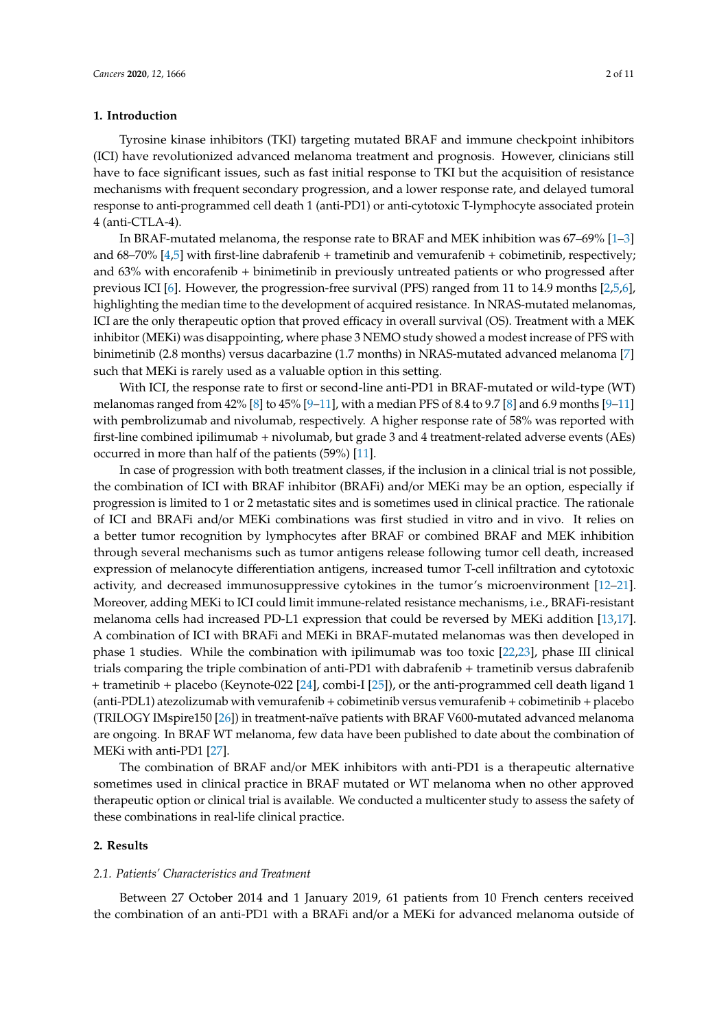## 1. Introduction

Tyrosine kinase inhibitors (TKI) targeting mutated BRAF and immune checkpoint inhibitors (ICI) have revolutionized advanced melanoma treatment and prognosis. However, clinicians still have to face significant issues, such as fast initial response to TKI but the acquisition of resistance mechanisms with frequent secondary progression, and a lower response rate, and delayed tumoral response to anti-programmed cell death 1 (anti-PD1) or anti-cytotoxic T-lymphocyte associated protein 4 (anti-CTLA-4).

In BRAF-mutated melanoma, the response rate to BRAF and MEK inhibition was 67–69% [1–3] and 68–70% [4,5] with first-line dabrafenib + trametinib and vemurafenib + cobimetinib, respectively; and 63% with encorafenib + binimetinib in previously untreated patients or who progressed after previous ICI [6]. However, the progression-free survival (PFS) ranged from 11 to 14.9 months [2,5,6], highlighting the median time to the development of acquired resistance. In NRAS-mutated melanomas, ICI are the only therapeutic option that proved efficacy in overall survival (OS). Treatment with a MEK inhibitor (MEKi) was disappointing, where phase 3 NEMO study showed a modest increase of PFS with binimetinib (2.8 months) versus dacarbazine (1.7 months) in NRAS-mutated advanced melanoma [7] such that MEKi is rarely used as a valuable option in this setting.

With ICI, the response rate to first or second-line anti-PD1 in BRAF-mutated or wild-type (WT) melanomas ranged from 42% [8] to 45% [9–11], with a median PFS of 8.4 to 9.7 [8] and 6.9 months [9–11] with pembrolizumab and nivolumab, respectively. A higher response rate of 58% was reported with first-line combined ipilimumab + nivolumab, but grade 3 and 4 treatment-related adverse events (AEs) occurred in more than half of the patients (59%) [11].

In case of progression with both treatment classes, if the inclusion in a clinical trial is not possible, the combination of ICI with BRAF inhibitor (BRAFi) and/or MEKi may be an option, especially if progression is limited to 1 or 2 metastatic sites and is sometimes used in clinical practice. The rationale of ICI and BRAFi and/or MEKi combinations was first studied in vitro and in vivo. It relies on a better tumor recognition by lymphocytes after BRAF or combined BRAF and MEK inhibition through several mechanisms such as tumor antigens release following tumor cell death, increased expression of melanocyte differentiation antigens, increased tumor T-cell infiltration and cytotoxic activity, and decreased immunosuppressive cytokines in the tumor's microenvironment [12–21]. Moreover, adding MEKi to ICI could limit immune-related resistance mechanisms, i.e., BRAFi-resistant melanoma cells had increased PD-L1 expression that could be reversed by MEKi addition [13,17]. A combination of ICI with BRAFi and MEKi in BRAF-mutated melanomas was then developed in phase 1 studies. While the combination with ipilimumab was too toxic [22,23], phase III clinical trials comparing the triple combination of anti-PD1 with dabrafenib + trametinib versus dabrafenib + trametinib + placebo (Keynote-022 [24], combi-I [25]), or the anti-programmed cell death ligand 1 (anti-PDL1) atezolizumab with vemurafenib + cobimetinib versus vemurafenib + cobimetinib + placebo (TRILOGY IMspire150 [26]) in treatment-naïve patients with BRAF V600-mutated advanced melanoma are ongoing. In BRAF WT melanoma, few data have been published to date about the combination of MEKi with anti-PD1 [27].

The combination of BRAF and/or MEK inhibitors with anti-PD1 is a therapeutic alternative sometimes used in clinical practice in BRAF mutated or WT melanoma when no other approved therapeutic option or clinical trial is available. We conducted a multicenter study to assess the safety of these combinations in real-life clinical practice.

## 2. Results

### 2.1. Patients' Characteristics and Treatment

Between 27 October 2014 and 1 January 2019, 61 patients from 10 French centers received the combination of an anti-PD1 with a BRAFi and/or a MEKi for advanced melanoma outside of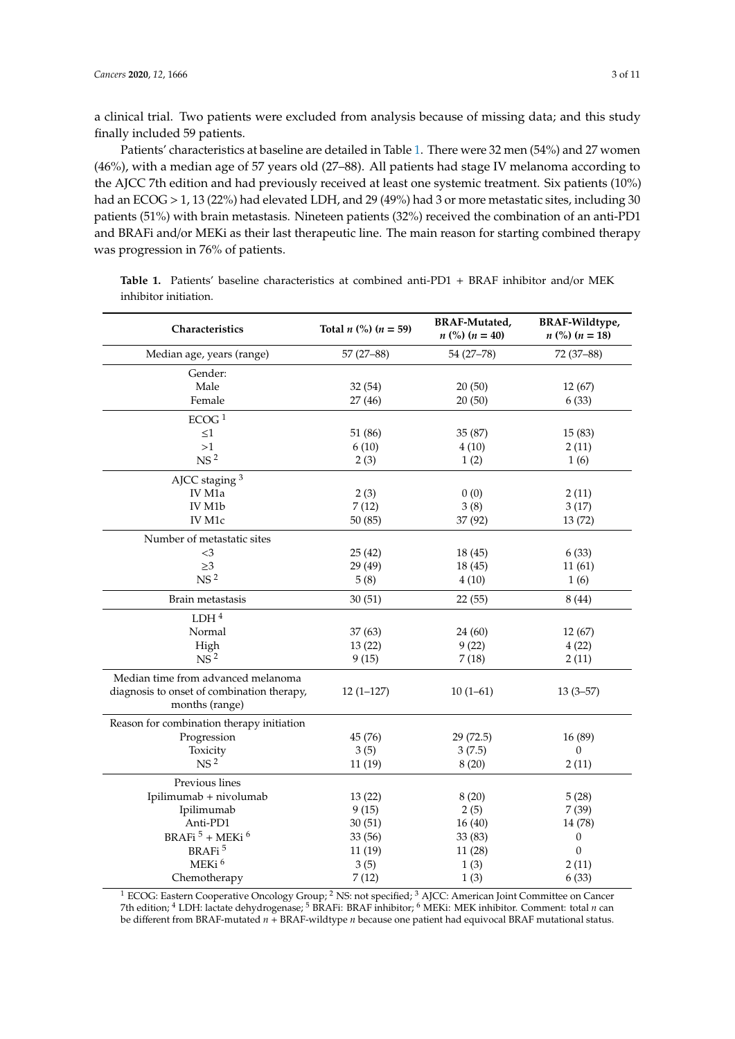a clinical trial. Two patients were excluded from analysis because of missing data; and this study finally included 59 patients.

Patients' characteristics at baseline are detailed in Table 1. There were 32 men (54%) and 27 women (46%), with a median age of 57 years old (27–88). All patients had stage IV melanoma according to the AJCC 7th edition and had previously received at least one systemic treatment. Six patients (10%) had an ECOG > 1, 13 (22%) had elevated LDH, and 29 (49%) had 3 or more metastatic sites, including 30 patients (51%) with brain metastasis. Nineteen patients (32%) received the combination of an anti-PD1 and BRAFi and/or MEKi as their last therapeutic line. The main reason for starting combined therapy was progression in 76% of patients.

**Table 1.** Patients' baseline characteristics at combined anti-PD1 + BRAF inhibitor and/or MEK inhibitor initiation.

| Characteristics | Total *n* (%) (*n* = 59) | BRAF-Mutated, *n* (%) (*n* = 40) | BRAF-Wildtype, *n* (%) (*n* = 18) |
|---|---|---|---|
| Median age, years (range) | 57 (27–88) | 54 (27–78) | 72 (37–88) |
| Gender: | | | |
| Male | 32 (54) | 20 (50) | 12 (67) |
| Female | 27 (46) | 20 (50) | 6 (33) |
| ECOG [1] | | | |
| ≤1 | 51 (86) | 35 (87) | 15 (83) |
| >1 | 6 (10) | 4 (10) | 2 (11) |
| NS [2] | 2 (3) | 1 (2) | 1 (6) |
| AJCC staging [3] | | | |
| IV M1a | 2 (3) | 0 (0) | 2 (11) |
| IV M1b | 7 (12) | 3 (8) | 3 (17) |
| IV M1c | 50 (85) | 37 (92) | 13 (72) |
| Number of metastatic sites | | | |
| <3 | 25 (42) | 18 (45) | 6 (33) |
| ≥3 | 29 (49) | 18 (45) | 11 (61) |
| NS [2] | 5 (8) | 4 (10) | 1 (6) |
| Brain metastasis | 30 (51) | 22 (55) | 8 (44) |
| LDH [4] | | | |
| Normal | 37 (63) | 24 (60) | 12 (67) |
| High | 13 (22) | 9 (22) | 4 (22) |
| NS [2] | 9 (15) | 7 (18) | 2 (11) |
| Median time from advanced melanoma diagnosis to onset of combination therapy, months (range) | 12 (1–127) | 10 (1–61) | 13 (3–57) |
| Reason for combination therapy initiation | | | |
| Progression | 45 (76) | 29 (72.5) | 16 (89) |
| Toxicity | 3 (5) | 3 (7.5) | 0 |
| NS [2] | 11 (19) | 8 (20) | 2 (11) |
| Previous lines | | | |
| Ipilimumab + nivolumab | 13 (22) | 8 (20) | 5 (28) |
| Ipilimumab | 9 (15) | 2 (5) | 7 (39) |
| Anti-PD1 | 30 (51) | 16 (40) | 14 (78) |
| BRAFi [5] + MEKi [6] | 33 (56) | 33 (83) | 0 |
| BRAFi [5] | 11 (19) | 11 (28) | 0 |
| MEKi [6] | 3 (5) | 1 (3) | 2 (11) |
| Chemotherapy | 7 (12) | 1 (3) | 6 (33) |

[1] ECOG: Eastern Cooperative Oncology Group; [2] NS: not specified; [3] AJCC: American Joint Committee on Cancer 7th edition; [4] LDH: lactate dehydrogenase; [5] BRAFi: BRAF inhibitor; [6] MEKi: MEK inhibitor. Comment: total *n* can be different from BRAF-mutated *n* + BRAF-wildtype *n* because one patient had equivocal BRAF mutational status.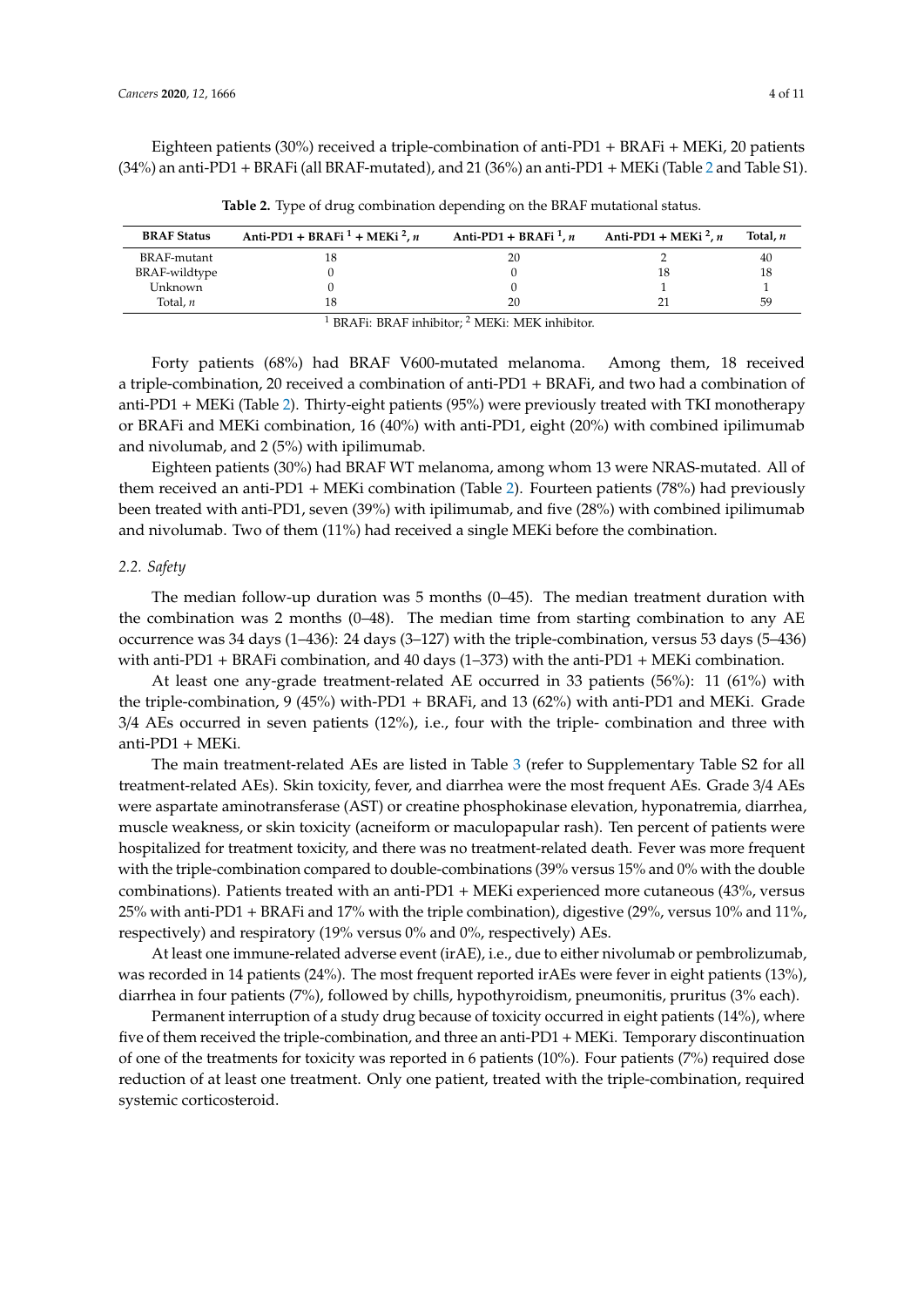Eighteen patients (30%) received a triple-combination of anti-PD1 + BRAFi + MEKi, 20 patients (34%) an anti-PD1 + BRAFi (all BRAF-mutated), and 21 (36%) an anti-PD1 + MEKi (Table 2 and Table S1).

**Table 2.** Type of drug combination depending on the BRAF mutational status.

| BRAF Status | Anti-PD1 + BRAFi [1] + MEKi [2], *n* | Anti-PD1 + BRAFi [1], *n* | Anti-PD1 + MEKi [2], *n* | Total, *n* |
|---|---|---|---|---|
| BRAF-mutant | 18 | 20 | 2 | 40 |
| BRAF-wildtype | 0 | 0 | 18 | 18 |
| Unknown | 0 | 0 | 1 | 1 |
| Total, *n* | 18 | 20 | 21 | 59 |

[1] BRAFi: BRAF inhibitor; [2] MEKi: MEK inhibitor.

Forty patients (68%) had BRAF V600-mutated melanoma. Among them, 18 received a triple-combination, 20 received a combination of anti-PD1 + BRAFi, and two had a combination of anti-PD1 + MEKi (Table 2). Thirty-eight patients (95%) were previously treated with TKI monotherapy or BRAFi and MEKi combination, 16 (40%) with anti-PD1, eight (20%) with combined ipilimumab and nivolumab, and 2 (5%) with ipilimumab.

Eighteen patients (30%) had BRAF WT melanoma, among whom 13 were NRAS-mutated. All of them received an anti-PD1 + MEKi combination (Table 2). Fourteen patients (78%) had previously been treated with anti-PD1, seven (39%) with ipilimumab, and five (28%) with combined ipilimumab and nivolumab. Two of them (11%) had received a single MEKi before the combination.

### 2.2. Safety

The median follow-up duration was 5 months (0–45). The median treatment duration with the combination was 2 months (0–48). The median time from starting combination to any AE occurrence was 34 days (1–436): 24 days (3–127) with the triple-combination, versus 53 days (5–436) with anti-PD1 + BRAFi combination, and 40 days (1–373) with the anti-PD1 + MEKi combination.

At least one any-grade treatment-related AE occurred in 33 patients (56%): 11 (61%) with the triple-combination, 9 (45%) with-PD1 + BRAFi, and 13 (62%) with anti-PD1 and MEKi. Grade 3/4 AEs occurred in seven patients (12%), i.e., four with the triple- combination and three with anti-PD1 + MEKi.

The main treatment-related AEs are listed in Table 3 (refer to Supplementary Table S2 for all treatment-related AEs). Skin toxicity, fever, and diarrhea were the most frequent AEs. Grade 3/4 AEs were aspartate aminotransferase (AST) or creatine phosphokinase elevation, hyponatremia, diarrhea, muscle weakness, or skin toxicity (acneiform or maculopapular rash). Ten percent of patients were hospitalized for treatment toxicity, and there was no treatment-related death. Fever was more frequent with the triple-combination compared to double-combinations (39% versus 15% and 0% with the double combinations). Patients treated with an anti-PD1 + MEKi experienced more cutaneous (43%, versus 25% with anti-PD1 + BRAFi and 17% with the triple combination), digestive (29%, versus 10% and 11%, respectively) and respiratory (19% versus 0% and 0%, respectively) AEs.

At least one immune-related adverse event (irAE), i.e., due to either nivolumab or pembrolizumab, was recorded in 14 patients (24%). The most frequent reported irAEs were fever in eight patients (13%), diarrhea in four patients (7%), followed by chills, hypothyroidism, pneumonitis, pruritus (3% each).

Permanent interruption of a study drug because of toxicity occurred in eight patients (14%), where five of them received the triple-combination, and three an anti-PD1 + MEKi. Temporary discontinuation of one of the treatments for toxicity was reported in 6 patients (10%). Four patients (7%) required dose reduction of at least one treatment. Only one patient, treated with the triple-combination, required systemic corticosteroid.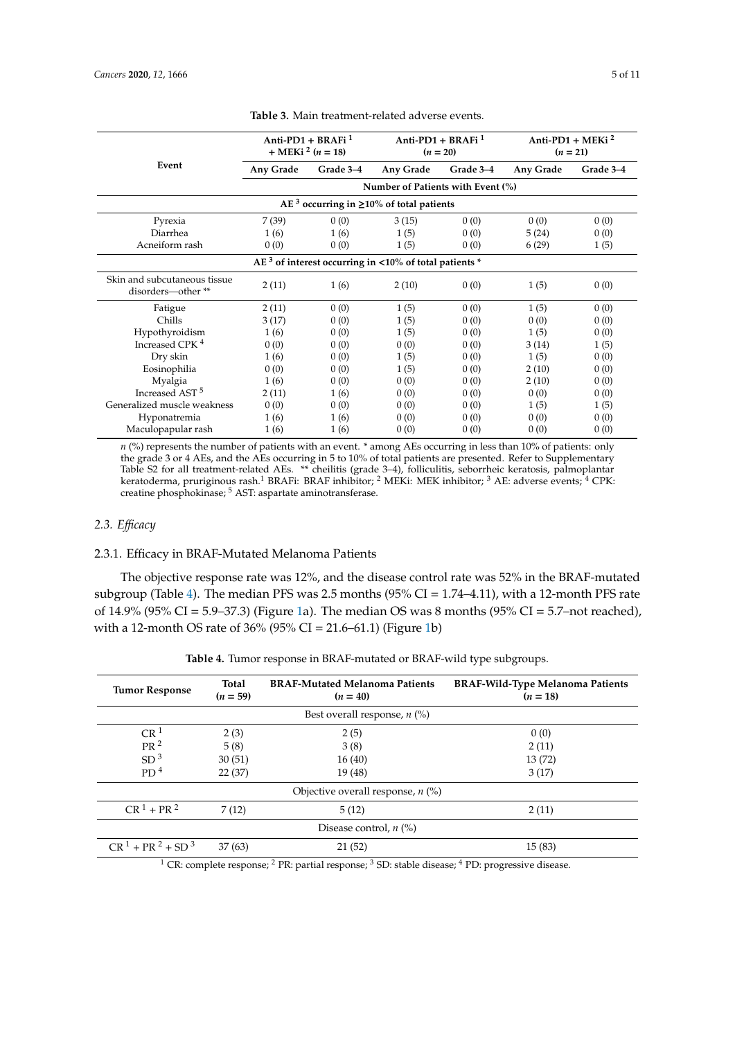**Table 3.** Main treatment-related adverse events.

| Event | Anti-PD1 + BRAFi [1] + MEKi [2] (n = 18) | | Anti-PD1 + BRAFi [1] (n = 20) | | Anti-PD1 + MEKi [2] (n = 21) | |
|---|---|---|---|---|---|---|
| | Any Grade | Grade 3–4 | Any Grade | Grade 3–4 | Any Grade | Grade 3–4 |
| | Number of Patients with Event (%) | | | | | |
| AE [3] occurring in ≥10% of total patients | | | | | | |
| Pyrexia | 7 (39) | 0 (0) | 3 (15) | 0 (0) | 0 (0) | 0 (0) |
| Diarrhea | 1 (6) | 1 (6) | 1 (5) | 0 (0) | 5 (24) | 0 (0) |
| Acneiform rash | 0 (0) | 0 (0) | 1 (5) | 0 (0) | 6 (29) | 1 (5) |
| AE [3] of interest occurring in <10% of total patients * | | | | | | |
| Skin and subcutaneous tissue disorders—other ** | 2 (11) | 1 (6) | 2 (10) | 0 (0) | 1 (5) | 0 (0) |
| Fatigue | 2 (11) | 0 (0) | 1 (5) | 0 (0) | 1 (5) | 0 (0) |
| Chills | 3 (17) | 0 (0) | 1 (5) | 0 (0) | 0 (0) | 0 (0) |
| Hypothyroidism | 1 (6) | 0 (0) | 1 (5) | 0 (0) | 1 (5) | 0 (0) |
| Increased CPK [4] | 0 (0) | 0 (0) | 0 (0) | 0 (0) | 3 (14) | 1 (5) |
| Dry skin | 1 (6) | 0 (0) | 1 (5) | 0 (0) | 1 (5) | 0 (0) |
| Eosinophilia | 0 (0) | 0 (0) | 1 (5) | 0 (0) | 2 (10) | 0 (0) |
| Myalgia | 1 (6) | 0 (0) | 0 (0) | 0 (0) | 2 (10) | 0 (0) |
| Increased AST [5] | 2 (11) | 1 (6) | 0 (0) | 0 (0) | 0 (0) | 0 (0) |
| Generalized muscle weakness | 0 (0) | 0 (0) | 0 (0) | 0 (0) | 1 (5) | 1 (5) |
| Hyponatremia | 1 (6) | 1 (6) | 0 (0) | 0 (0) | 0 (0) | 0 (0) |
| Maculopapular rash | 1 (6) | 1 (6) | 0 (0) | 0 (0) | 0 (0) | 0 (0) |

*n* (%) represents the number of patients with an event. * among AEs occurring in less than 10% of patients: only the grade 3 or 4 AEs, and the AEs occurring in 5 to 10% of total patients are presented. Refer to Supplementary Table S2 for all treatment-related AEs. ** cheilitis (grade 3–4), folliculitis, seborrheic keratosis, palmoplantar keratoderma, pruriginous rash.[1] BRAFi: BRAF inhibitor; [2] MEKi: MEK inhibitor; [3] AE: adverse events; [4] CPK: creatine phosphokinase; [5] AST: aspartate aminotransferase.

### 2.3. *Efficacy*

#### 2.3.1. Efficacy in BRAF-Mutated Melanoma Patients

The objective response rate was 12%, and the disease control rate was 52% in the BRAF-mutated subgroup (Table 4). The median PFS was 2.5 months (95% CI = 1.74–4.11), with a 12-month PFS rate of 14.9% (95% CI = 5.9–37.3) (Figure 1a). The median OS was 8 months (95% CI = 5.7–not reached), with a 12-month OS rate of 36% (95% CI = 21.6–61.1) (Figure 1b)

**Table 4.** Tumor response in BRAF-mutated or BRAF-wild type subgroups.

| Tumor Response | Total (n = 59) | BRAF-Mutated Melanoma Patients (n = 40) | BRAF-Wild-Type Melanoma Patients (n = 18) |
|---|---|---|---|
| Best overall response, n (%) | | | |
| CR [1] | 2 (3) | 2 (5) | 0 (0) |
| PR [2] | 5 (8) | 3 (8) | 2 (11) |
| SD [3] | 30 (51) | 16 (40) | 13 (72) |
| PD [4] | 22 (37) | 19 (48) | 3 (17) |
| Objective overall response, n (%) | | | |
| CR [1] + PR [2] | 7 (12) | 5 (12) | 2 (11) |
| Disease control, n (%) | | | |
| CR [1] + PR [2] + SD [3] | 37 (63) | 21 (52) | 15 (83) |

[1] CR: complete response; [2] PR: partial response; [3] SD: stable disease; [4] PD: progressive disease.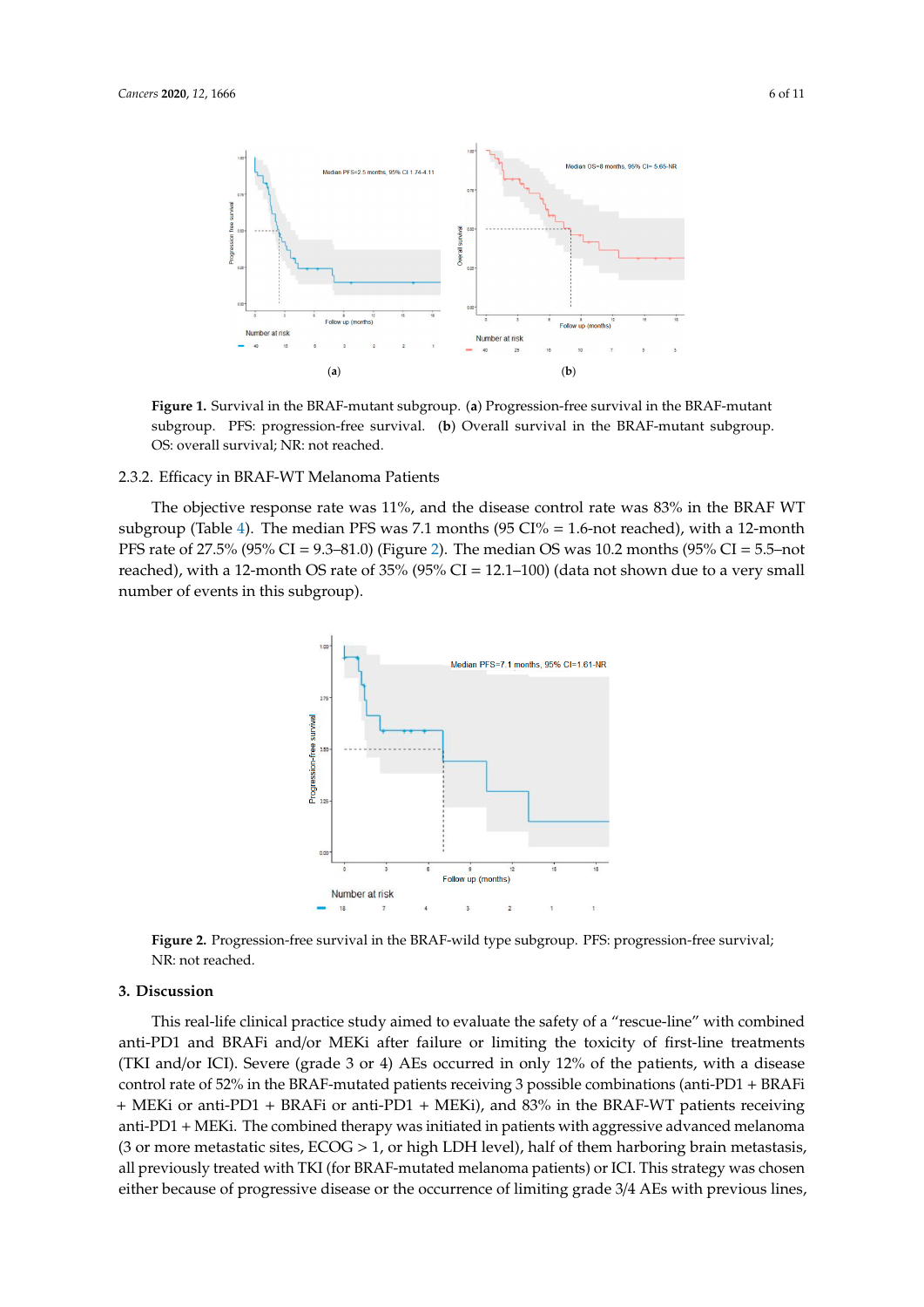Figure 1. Survival in the BRAF-mutant subgroup. (a) Progression-free survival in the BRAF-mutant subgroup. PFS: progression-free survival. (b) Overall survival in the BRAF-mutant subgroup. OS: overall survival; NR: not reached.

### 2.3.2. Efficacy in BRAF-WT Melanoma Patients

The objective response rate was 11%, and the disease control rate was 83% in the BRAF WT subgroup (Table 4). The median PFS was 7.1 months (95 CI% = 1.6-not reached), with a 12-month PFS rate of 27.5% (95% CI = 9.3–81.0) (Figure 2). The median OS was 10.2 months (95% CI = 5.5–not reached), with a 12-month OS rate of 35% (95% CI = 12.1–100) (data not shown due to a very small number of events in this subgroup).

Figure 2. Progression-free survival in the BRAF-wild type subgroup. PFS: progression-free survival; NR: not reached.

## 3. Discussion

This real-life clinical practice study aimed to evaluate the safety of a "rescue-line" with combined anti-PD1 and BRAFi and/or MEKi after failure or limiting the toxicity of first-line treatments (TKI and/or ICI). Severe (grade 3 or 4) AEs occurred in only 12% of the patients, with a disease control rate of 52% in the BRAF-mutated patients receiving 3 possible combinations (anti-PD1 + BRAFi + MEKi or anti-PD1 + BRAFi or anti-PD1 + MEKi), and 83% in the BRAF-WT patients receiving anti-PD1 + MEKi. The combined therapy was initiated in patients with aggressive advanced melanoma (3 or more metastatic sites, ECOG > 1, or high LDH level), half of them harboring brain metastasis, all previously treated with TKI (for BRAF-mutated melanoma patients) or ICI. This strategy was chosen either because of progressive disease or the occurrence of limiting grade 3/4 AEs with previous lines,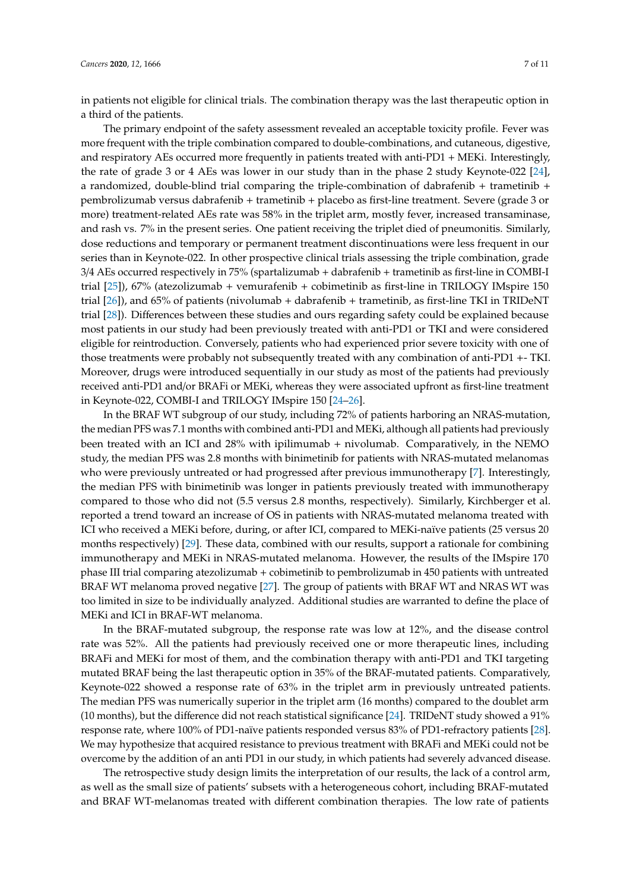in patients not eligible for clinical trials. The combination therapy was the last therapeutic option in a third of the patients.

The primary endpoint of the safety assessment revealed an acceptable toxicity profile. Fever was more frequent with the triple combination compared to double-combinations, and cutaneous, digestive, and respiratory AEs occurred more frequently in patients treated with anti-PD1 + MEKi. Interestingly, the rate of grade 3 or 4 AEs was lower in our study than in the phase 2 study Keynote-022 [24], a randomized, double-blind trial comparing the triple-combination of dabrafenib + trametinib + pembrolizumab versus dabrafenib + trametinib + placebo as first-line treatment. Severe (grade 3 or more) treatment-related AEs rate was 58% in the triplet arm, mostly fever, increased transaminase, and rash vs. 7% in the present series. One patient receiving the triplet died of pneumonitis. Similarly, dose reductions and temporary or permanent treatment discontinuations were less frequent in our series than in Keynote-022. In other prospective clinical trials assessing the triple combination, grade 3/4 AEs occurred respectively in 75% (spartalizumab + dabrafenib + trametinib as first-line in COMBI-I trial [25]), 67% (atezolizumab + vemurafenib + cobimetinib as first-line in TRILOGY IMspire 150 trial [26]), and 65% of patients (nivolumab + dabrafenib + trametinib, as first-line TKI in TRIDeNT trial [28]). Differences between these studies and ours regarding safety could be explained because most patients in our study had been previously treated with anti-PD1 or TKI and were considered eligible for reintroduction. Conversely, patients who had experienced prior severe toxicity with one of those treatments were probably not subsequently treated with any combination of anti-PD1 +- TKI. Moreover, drugs were introduced sequentially in our study as most of the patients had previously received anti-PD1 and/or BRAFi or MEKi, whereas they were associated upfront as first-line treatment in Keynote-022, COMBI-I and TRILOGY IMspire 150 [24–26].

In the BRAF WT subgroup of our study, including 72% of patients harboring an NRAS-mutation, the median PFS was 7.1 months with combined anti-PD1 and MEKi, although all patients had previously been treated with an ICI and 28% with ipilimumab + nivolumab. Comparatively, in the NEMO study, the median PFS was 2.8 months with binimetinib for patients with NRAS-mutated melanomas who were previously untreated or had progressed after previous immunotherapy [7]. Interestingly, the median PFS with binimetinib was longer in patients previously treated with immunotherapy compared to those who did not (5.5 versus 2.8 months, respectively). Similarly, Kirchberger et al. reported a trend toward an increase of OS in patients with NRAS-mutated melanoma treated with ICI who received a MEKi before, during, or after ICI, compared to MEKi-naïve patients (25 versus 20 months respectively) [29]. These data, combined with our results, support a rationale for combining immunotherapy and MEKi in NRAS-mutated melanoma. However, the results of the IMspire 170 phase III trial comparing atezolizumab + cobimetinib to pembrolizumab in 450 patients with untreated BRAF WT melanoma proved negative [27]. The group of patients with BRAF WT and NRAS WT was too limited in size to be individually analyzed. Additional studies are warranted to define the place of MEKi and ICI in BRAF-WT melanoma.

In the BRAF-mutated subgroup, the response rate was low at 12%, and the disease control rate was 52%. All the patients had previously received one or more therapeutic lines, including BRAFi and MEKi for most of them, and the combination therapy with anti-PD1 and TKI targeting mutated BRAF being the last therapeutic option in 35% of the BRAF-mutated patients. Comparatively, Keynote-022 showed a response rate of 63% in the triplet arm in previously untreated patients. The median PFS was numerically superior in the triplet arm (16 months) compared to the doublet arm (10 months), but the difference did not reach statistical significance [24]. TRIDeNT study showed a 91% response rate, where 100% of PD1-naïve patients responded versus 83% of PD1-refractory patients [28]. We may hypothesize that acquired resistance to previous treatment with BRAFi and MEKi could not be overcome by the addition of an anti PD1 in our study, in which patients had severely advanced disease.

The retrospective study design limits the interpretation of our results, the lack of a control arm, as well as the small size of patients' subsets with a heterogeneous cohort, including BRAF-mutated and BRAF WT-melanomas treated with different combination therapies. The low rate of patients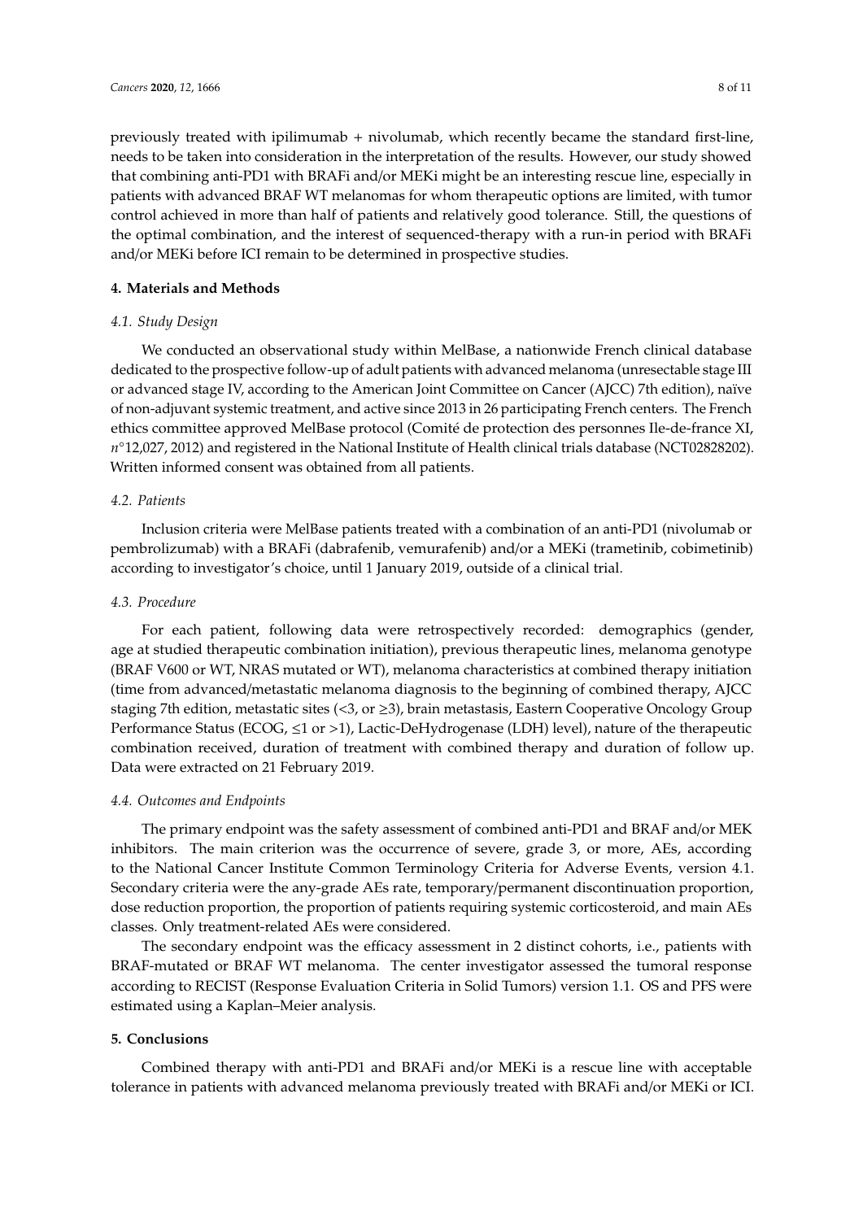previously treated with ipilimumab + nivolumab, which recently became the standard first-line, needs to be taken into consideration in the interpretation of the results. However, our study showed that combining anti-PD1 with BRAFi and/or MEKi might be an interesting rescue line, especially in patients with advanced BRAF WT melanomas for whom therapeutic options are limited, with tumor control achieved in more than half of patients and relatively good tolerance. Still, the questions of the optimal combination, and the interest of sequenced-therapy with a run-in period with BRAFi and/or MEKi before ICI remain to be determined in prospective studies.

## 4. Materials and Methods

### *4.1. Study Design*

We conducted an observational study within MelBase, a nationwide French clinical database dedicated to the prospective follow-up of adult patients with advanced melanoma (unresectable stage III or advanced stage IV, according to the American Joint Committee on Cancer (AJCC) 7th edition), naïve of non-adjuvant systemic treatment, and active since 2013 in 26 participating French centers. The French ethics committee approved MelBase protocol (Comité de protection des personnes Ile-de-france XI, *n*°12,027, 2012) and registered in the National Institute of Health clinical trials database (NCT02828202). Written informed consent was obtained from all patients.

### *4.2. Patients*

Inclusion criteria were MelBase patients treated with a combination of an anti-PD1 (nivolumab or pembrolizumab) with a BRAFi (dabrafenib, vemurafenib) and/or a MEKi (trametinib, cobimetinib) according to investigator's choice, until 1 January 2019, outside of a clinical trial.

### *4.3. Procedure*

For each patient, following data were retrospectively recorded: demographics (gender, age at studied therapeutic combination initiation), previous therapeutic lines, melanoma genotype (BRAF V600 or WT, NRAS mutated or WT), melanoma characteristics at combined therapy initiation (time from advanced/metastatic melanoma diagnosis to the beginning of combined therapy, AJCC staging 7th edition, metastatic sites (<3, or ≥3), brain metastasis, Eastern Cooperative Oncology Group Performance Status (ECOG, ≤1 or >1), Lactic-DeHydrogenase (LDH) level), nature of the therapeutic combination received, duration of treatment with combined therapy and duration of follow up. Data were extracted on 21 February 2019.

### *4.4. Outcomes and Endpoints*

The primary endpoint was the safety assessment of combined anti-PD1 and BRAF and/or MEK inhibitors. The main criterion was the occurrence of severe, grade 3, or more, AEs, according to the National Cancer Institute Common Terminology Criteria for Adverse Events, version 4.1. Secondary criteria were the any-grade AEs rate, temporary/permanent discontinuation proportion, dose reduction proportion, the proportion of patients requiring systemic corticosteroid, and main AEs classes. Only treatment-related AEs were considered.

The secondary endpoint was the efficacy assessment in 2 distinct cohorts, i.e., patients with BRAF-mutated or BRAF WT melanoma. The center investigator assessed the tumoral response according to RECIST (Response Evaluation Criteria in Solid Tumors) version 1.1. OS and PFS were estimated using a Kaplan–Meier analysis.

## 5. Conclusions

Combined therapy with anti-PD1 and BRAFi and/or MEKi is a rescue line with acceptable tolerance in patients with advanced melanoma previously treated with BRAFi and/or MEKi or ICI.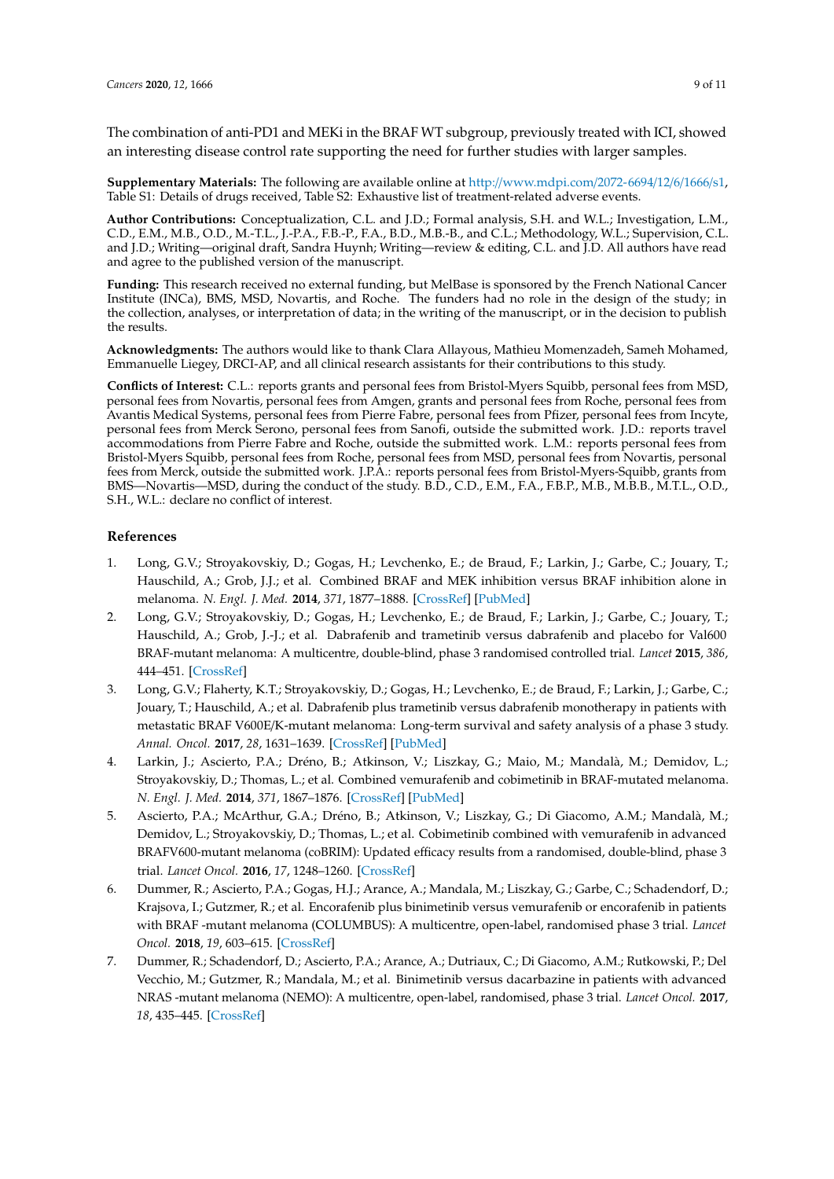The combination of anti-PD1 and MEKi in the BRAF WT subgroup, previously treated with ICI, showed an interesting disease control rate supporting the need for further studies with larger samples.

**Supplementary Materials:** The following are available online at http://www.mdpi.com/2072-6694/12/6/1666/s1, Table S1: Details of drugs received, Table S2: Exhaustive list of treatment-related adverse events.

**Author Contributions:** Conceptualization, C.L. and J.D.; Formal analysis, S.H. and W.L.; Investigation, L.M., C.D., E.M., M.B., O.D., M.-T.L., J.-P.A., F.B.-P., F.A., B.D., M.B.-B., and C.L.; Methodology, W.L.; Supervision, C.L. and J.D.; Writing—original draft, Sandra Huynh; Writing—review & editing, C.L. and J.D. All authors have read and agree to the published version of the manuscript.

**Funding:** This research received no external funding, but MelBase is sponsored by the French National Cancer Institute (INCa), BMS, MSD, Novartis, and Roche. The funders had no role in the design of the study; in the collection, analyses, or interpretation of data; in the writing of the manuscript, or in the decision to publish the results.

**Acknowledgments:** The authors would like to thank Clara Allayous, Mathieu Momenzadeh, Sameh Mohamed, Emmanuelle Liegey, DRCI-AP, and all clinical research assistants for their contributions to this study.

**Conflicts of Interest:** C.L.: reports grants and personal fees from Bristol-Myers Squibb, personal fees from MSD, personal fees from Novartis, personal fees from Amgen, grants and personal fees from Roche, personal fees from Avantis Medical Systems, personal fees from Pierre Fabre, personal fees from Pfizer, personal fees from Incyte, personal fees from Merck Serono, personal fees from Sanofi, outside the submitted work. J.D.: reports travel accommodations from Pierre Fabre and Roche, outside the submitted work. L.M.: reports personal fees from Bristol-Myers Squibb, personal fees from Roche, personal fees from MSD, personal fees from Novartis, personal fees from Merck, outside the submitted work. J.P.A.: reports personal fees from Bristol-Myers-Squibb, grants from BMS—Novartis—MSD, during the conduct of the study. B.D., C.D., E.M., F.A., F.B.P., M.B., M.B.B., M.T.L., O.D., S.H., W.L.: declare no conflict of interest.

## References

1. Long, G.V.; Stroyakovskiy, D.; Gogas, H.; Levchenko, E.; de Braud, F.; Larkin, J.; Garbe, C.; Jouary, T.; Hauschild, A.; Grob, J.J.; et al. Combined BRAF and MEK inhibition versus BRAF inhibition alone in melanoma. *N. Engl. J. Med.* **2014**, *371*, 1877–1888. [CrossRef] [PubMed]
2. Long, G.V.; Stroyakovskiy, D.; Gogas, H.; Levchenko, E.; de Braud, F.; Larkin, J.; Garbe, C.; Jouary, T.; Hauschild, A.; Grob, J.-J.; et al. Dabrafenib and trametinib versus dabrafenib and placebo for Val600 BRAF-mutant melanoma: A multicentre, double-blind, phase 3 randomised controlled trial. *Lancet* **2015**, *386*, 444–451. [CrossRef]
3. Long, G.V.; Flaherty, K.T.; Stroyakovskiy, D.; Gogas, H.; Levchenko, E.; de Braud, F.; Larkin, J.; Garbe, C.; Jouary, T.; Hauschild, A.; et al. Dabrafenib plus trametinib versus dabrafenib monotherapy in patients with metastatic BRAF V600E/K-mutant melanoma: Long-term survival and safety analysis of a phase 3 study. *Annal. Oncol.* **2017**, *28*, 1631–1639. [CrossRef] [PubMed]
4. Larkin, J.; Ascierto, P.A.; Dréno, B.; Atkinson, V.; Liszkay, G.; Maio, M.; Mandalà, M.; Demidov, L.; Stroyakovskiy, D.; Thomas, L.; et al. Combined vemurafenib and cobimetinib in BRAF-mutated melanoma. *N. Engl. J. Med.* **2014**, *371*, 1867–1876. [CrossRef] [PubMed]
5. Ascierto, P.A.; McArthur, G.A.; Dréno, B.; Atkinson, V.; Liszkay, G.; Di Giacomo, A.M.; Mandalà, M.; Demidov, L.; Stroyakovskiy, D.; Thomas, L.; et al. Cobimetinib combined with vemurafenib in advanced BRAFV600-mutant melanoma (coBRIM): Updated efficacy results from a randomised, double-blind, phase 3 trial. *Lancet Oncol.* **2016**, *17*, 1248–1260. [CrossRef]
6. Dummer, R.; Ascierto, P.A.; Gogas, H.J.; Arance, A.; Mandala, M.; Liszkay, G.; Garbe, C.; Schadendorf, D.; Krajsova, I.; Gutzmer, R.; et al. Encorafenib plus binimetinib versus vemurafenib or encorafenib in patients with BRAF -mutant melanoma (COLUMBUS): A multicentre, open-label, randomised phase 3 trial. *Lancet Oncol.* **2018**, *19*, 603–615. [CrossRef]
7. Dummer, R.; Schadendorf, D.; Ascierto, P.A.; Arance, A.; Dutriaux, C.; Di Giacomo, A.M.; Rutkowski, P.; Del Vecchio, M.; Gutzmer, R.; Mandala, M.; et al. Binimetinib versus dacarbazine in patients with advanced NRAS -mutant melanoma (NEMO): A multicentre, open-label, randomised, phase 3 trial. *Lancet Oncol.* **2017**, *18*, 435–445. [CrossRef]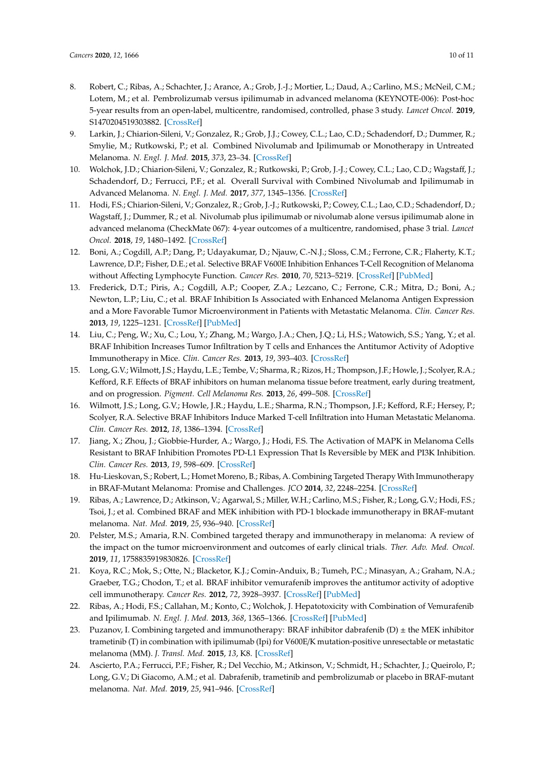8. Robert, C.; Ribas, A.; Schachter, J.; Arance, A.; Grob, J.-J.; Mortier, L.; Daud, A.; Carlino, M.S.; McNeil, C.M.; Lotem, M.; et al. Pembrolizumab versus ipilimumab in advanced melanoma (KEYNOTE-006): Post-hoc 5-year results from an open-label, multicentre, randomised, controlled, phase 3 study. *Lancet Oncol.* **2019**, S1470204519303882. [CrossRef]
9. Larkin, J.; Chiarion-Sileni, V.; Gonzalez, R.; Grob, J.J.; Cowey, C.L.; Lao, C.D.; Schadendorf, D.; Dummer, R.; Smylie, M.; Rutkowski, P.; et al. Combined Nivolumab and Ipilimumab or Monotherapy in Untreated Melanoma. *N. Engl. J. Med.* **2015**, *373*, 23–34. [CrossRef]
10. Wolchok, J.D.; Chiarion-Sileni, V.; Gonzalez, R.; Rutkowski, P.; Grob, J.-J.; Cowey, C.L.; Lao, C.D.; Wagstaff, J.; Schadendorf, D.; Ferrucci, P.F.; et al. Overall Survival with Combined Nivolumab and Ipilimumab in Advanced Melanoma. *N. Engl. J. Med.* **2017**, *377*, 1345–1356. [CrossRef]
11. Hodi, F.S.; Chiarion-Sileni, V.; Gonzalez, R.; Grob, J.-J.; Rutkowski, P.; Cowey, C.L.; Lao, C.D.; Schadendorf, D.; Wagstaff, J.; Dummer, R.; et al. Nivolumab plus ipilimumab or nivolumab alone versus ipilimumab alone in advanced melanoma (CheckMate 067): 4-year outcomes of a multicentre, randomised, phase 3 trial. *Lancet Oncol.* **2018**, *19*, 1480–1492. [CrossRef]
12. Boni, A.; Cogdill, A.P.; Dang, P.; Udayakumar, D.; Njauw, C.-N.J.; Sloss, C.M.; Ferrone, C.R.; Flaherty, K.T.; Lawrence, D.P.; Fisher, D.E.; et al. Selective BRAF V600E Inhibition Enhances T-Cell Recognition of Melanoma without Affecting Lymphocyte Function. *Cancer Res.* **2010**, *70*, 5213–5219. [CrossRef] [PubMed]
13. Frederick, D.T.; Piris, A.; Cogdill, A.P.; Cooper, Z.A.; Lezcano, C.; Ferrone, C.R.; Mitra, D.; Boni, A.; Newton, L.P.; Liu, C.; et al. BRAF Inhibition Is Associated with Enhanced Melanoma Antigen Expression and a More Favorable Tumor Microenvironment in Patients with Metastatic Melanoma. *Clin. Cancer Res.* **2013**, *19*, 1225–1231. [CrossRef] [PubMed]
14. Liu, C.; Peng, W.; Xu, C.; Lou, Y.; Zhang, M.; Wargo, J.A.; Chen, J.Q.; Li, H.S.; Watowich, S.S.; Yang, Y.; et al. BRAF Inhibition Increases Tumor Infiltration by T cells and Enhances the Antitumor Activity of Adoptive Immunotherapy in Mice. *Clin. Cancer Res.* **2013**, *19*, 393–403. [CrossRef]
15. Long, G.V.; Wilmott, J.S.; Haydu, L.E.; Tembe, V.; Sharma, R.; Rizos, H.; Thompson, J.F.; Howle, J.; Scolyer, R.A.; Kefford, R.F. Effects of BRAF inhibitors on human melanoma tissue before treatment, early during treatment, and on progression. *Pigment. Cell Melanoma Res.* **2013**, *26*, 499–508. [CrossRef]
16. Wilmott, J.S.; Long, G.V.; Howle, J.R.; Haydu, L.E.; Sharma, R.N.; Thompson, J.F.; Kefford, R.F.; Hersey, P.; Scolyer, R.A. Selective BRAF Inhibitors Induce Marked T-cell Infiltration into Human Metastatic Melanoma. *Clin. Cancer Res.* **2012**, *18*, 1386–1394. [CrossRef]
17. Jiang, X.; Zhou, J.; Giobbie-Hurder, A.; Wargo, J.; Hodi, F.S. The Activation of MAPK in Melanoma Cells Resistant to BRAF Inhibition Promotes PD-L1 Expression That Is Reversible by MEK and PI3K Inhibition. *Clin. Cancer Res.* **2013**, *19*, 598–609. [CrossRef]
18. Hu-Lieskovan, S.; Robert, L.; Homet Moreno, B.; Ribas, A. Combining Targeted Therapy With Immunotherapy in BRAF-Mutant Melanoma: Promise and Challenges. *JCO* **2014**, *32*, 2248–2254. [CrossRef]
19. Ribas, A.; Lawrence, D.; Atkinson, V.; Agarwal, S.; Miller, W.H.; Carlino, M.S.; Fisher, R.; Long, G.V.; Hodi, F.S.; Tsoi, J.; et al. Combined BRAF and MEK inhibition with PD-1 blockade immunotherapy in BRAF-mutant melanoma. *Nat. Med.* **2019**, *25*, 936–940. [CrossRef]
20. Pelster, M.S.; Amaria, R.N. Combined targeted therapy and immunotherapy in melanoma: A review of the impact on the tumor microenvironment and outcomes of early clinical trials. *Ther. Adv. Med. Oncol.* **2019**, *11*, 1758835919830826. [CrossRef]
21. Koya, R.C.; Mok, S.; Otte, N.; Blacketor, K.J.; Comin-Anduix, B.; Tumeh, P.C.; Minasyan, A.; Graham, N.A.; Graeber, T.G.; Chodon, T.; et al. BRAF inhibitor vemurafenib improves the antitumor activity of adoptive cell immunotherapy. *Cancer Res.* **2012**, *72*, 3928–3937. [CrossRef] [PubMed]
22. Ribas, A.; Hodi, F.S.; Callahan, M.; Konto, C.; Wolchok, J. Hepatotoxicity with Combination of Vemurafenib and Ipilimumab. *N. Engl. J. Med.* **2013**, *368*, 1365–1366. [CrossRef] [PubMed]
23. Puzanov, I. Combining targeted and immunotherapy: BRAF inhibitor dabrafenib (D) ± the MEK inhibitor trametinib (T) in combination with ipilimumab (Ipi) for V600E/K mutation-positive unresectable or metastatic melanoma (MM). *J. Transl. Med.* **2015**, *13*, K8. [CrossRef]
24. Ascierto, P.A.; Ferrucci, P.F.; Fisher, R.; Del Vecchio, M.; Atkinson, V.; Schmidt, H.; Schachter, J.; Queirolo, P.; Long, G.V.; Di Giacomo, A.M.; et al. Dabrafenib, trametinib and pembrolizumab or placebo in BRAF-mutant melanoma. *Nat. Med.* **2019**, *25*, 941–946. [CrossRef]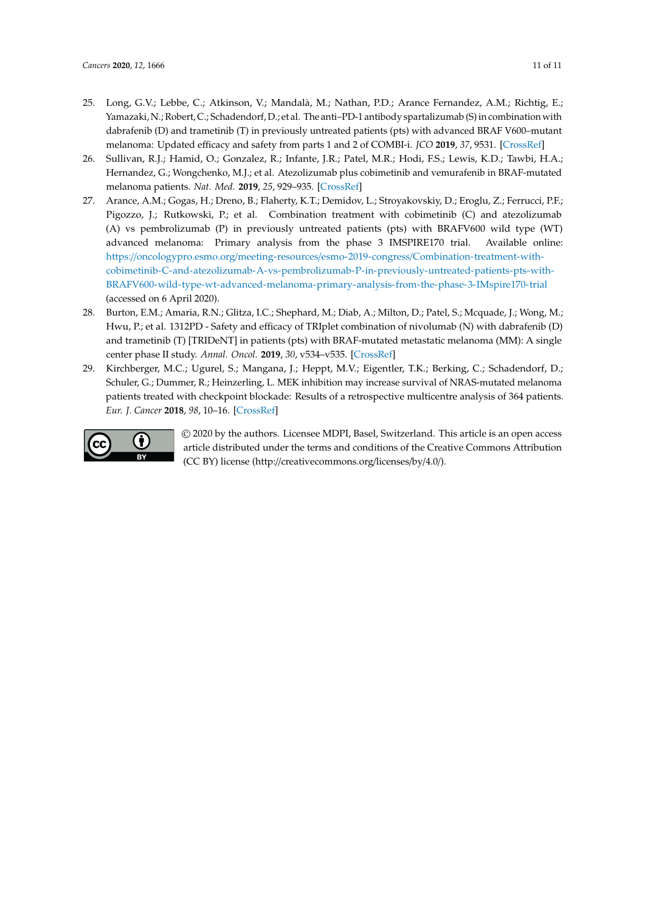25. Long, G.V.; Lebbe, C.; Atkinson, V.; Mandalà, M.; Nathan, P.D.; Arance Fernandez, A.M.; Richtig, E.; Yamazaki, N.; Robert, C.; Schadendorf, D.; et al. The anti–PD-1 antibody spartalizumab (S) in combination with dabrafenib (D) and trametinib (T) in previously untreated patients (pts) with advanced BRAF V600–mutant melanoma: Updated efficacy and safety from parts 1 and 2 of COMBI-i. *JCO* **2019**, *37*, 9531. [CrossRef]
26. Sullivan, R.J.; Hamid, O.; Gonzalez, R.; Infante, J.R.; Patel, M.R.; Hodi, F.S.; Lewis, K.D.; Tawbi, H.A.; Hernandez, G.; Wongchenko, M.J.; et al. Atezolizumab plus cobimetinib and vemurafenib in BRAF-mutated melanoma patients. *Nat. Med.* **2019**, *25*, 929–935. [CrossRef]
27. Arance, A.M.; Gogas, H.; Dreno, B.; Flaherty, K.T.; Demidov, L.; Stroyakovskiy, D.; Eroglu, Z.; Ferrucci, P.F.; Pigozzo, J.; Rutkowski, P.; et al. Combination treatment with cobimetinib (C) and atezolizumab (A) vs pembrolizumab (P) in previously untreated patients (pts) with BRAFV600 wild type (WT) advanced melanoma: Primary analysis from the phase 3 IMSPIRE170 trial. Available online: https://oncologypro.esmo.org/meeting-resources/esmo-2019-congress/Combination-treatment-with-cobimetinib-C-and-atezolizumab-A-vs-pembrolizumab-P-in-previously-untreated-patients-pts-with-BRAFV600-wild-type-wt-advanced-melanoma-primary-analysis-from-the-phase-3-IMspire170-trial (accessed on 6 April 2020).
28. Burton, E.M.; Amaria, R.N.; Glitza, I.C.; Shephard, M.; Diab, A.; Milton, D.; Patel, S.; Mcquade, J.; Wong, M.; Hwu, P.; et al. 1312PD - Safety and efficacy of TRIplet combination of nivolumab (N) with dabrafenib (D) and trametinib (T) [TRIDeNT] in patients (pts) with BRAF-mutated metastatic melanoma (MM): A single center phase II study. *Annal. Oncol.* **2019**, *30*, v534–v535. [CrossRef]
29. Kirchberger, M.C.; Ugurel, S.; Mangana, J.; Heppt, M.V.; Eigentler, T.K.; Berking, C.; Schadendorf, D.; Schuler, G.; Dummer, R.; Heinzerling, L. MEK inhibition may increase survival of NRAS-mutated melanoma patients treated with checkpoint blockade: Results of a retrospective multicentre analysis of 364 patients. *Eur. J. Cancer* **2018**, *98*, 10–16. [CrossRef]

© 2020 by the authors. Licensee MDPI, Basel, Switzerland. This article is an open access article distributed under the terms and conditions of the Creative Commons Attribution (CC BY) license (http://creativecommons.org/licenses/by/4.0/).